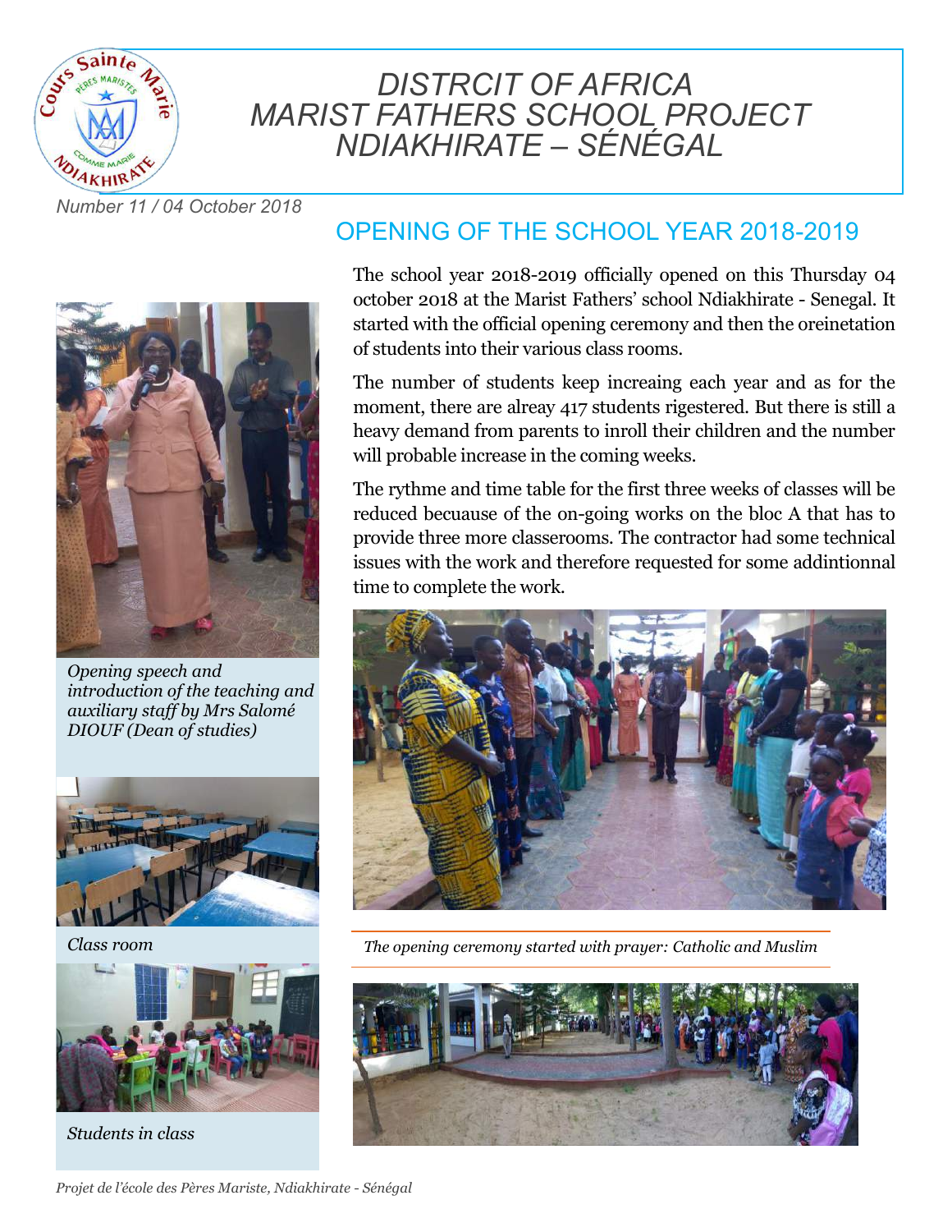# DISTRCIT OF AFRICA
# MARIST FATHERS SCHOOL PROJECT
# NDIAKHIRATE – SÉNÉGAL

*Number 11 / 04 October 2018*

## OPENING OF THE SCHOOL YEAR 2018-2019

The school year 2018-2019 officially opened on this Thursday 04 october 2018 at the Marist Fathers' school Ndiakhirate - Senegal. It started with the official opening ceremony and then the oreinetation of students into their various class rooms.

The number of students keep increaing each year and as for the moment, there are alreay 417 students rigestered. But there is still a heavy demand from parents to inroll their children and the number will probable increase in the coming weeks.

The rythme and time table for the first three weeks of classes will be reduced becuause of the on-going works on the bloc A that has to provide three more classerooms. The contractor had some technical issues with the work and therefore requested for some addintionnal time to complete the work.

*Opening speech and introduction of the teaching and auxiliary staff by Mrs Salomé DIOUF (Dean of studies)*

*Class room*

*Students in class*

*The opening ceremony started with prayer: Catholic and Muslim*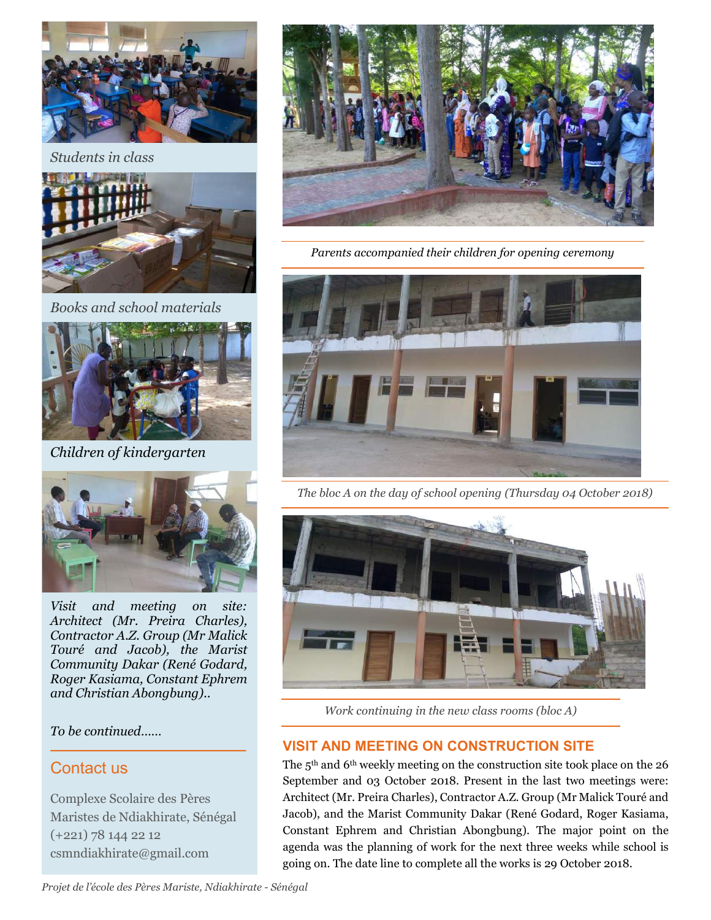*Students in class*

*Books and school materials*

*Children of kindergarten*

*Visit and meeting on site: Architect (Mr. Preira Charles), Contractor A.Z. Group (Mr Malick Touré and Jacob), the Marist Community Dakar (René Godard, Roger Kasiama, Constant Ephrem and Christian Abongbung)..*

*To be continued……*

## Contact us

Complexe Scolaire des Pères Maristes de Ndiakhirate, Sénégal
(+221) 78 144 22 12
csmndiakhirate@gmail.com

*Parents accompanied their children for opening ceremony*

*The bloc A on the day of school opening (Thursday 04 October 2018)*

*Work continuing in the new class rooms (bloc A)*

## VISIT AND MEETING ON CONSTRUCTION SITE

The 5th and 6th weekly meeting on the construction site took place on the 26 September and 03 October 2018. Present in the last two meetings were: Architect (Mr. Preira Charles), Contractor A.Z. Group (Mr Malick Touré and Jacob), and the Marist Community Dakar (René Godard, Roger Kasiama, Constant Ephrem and Christian Abongbung). The major point on the agenda was the planning of work for the next three weeks while school is going on. The date line to complete all the works is 29 October 2018.